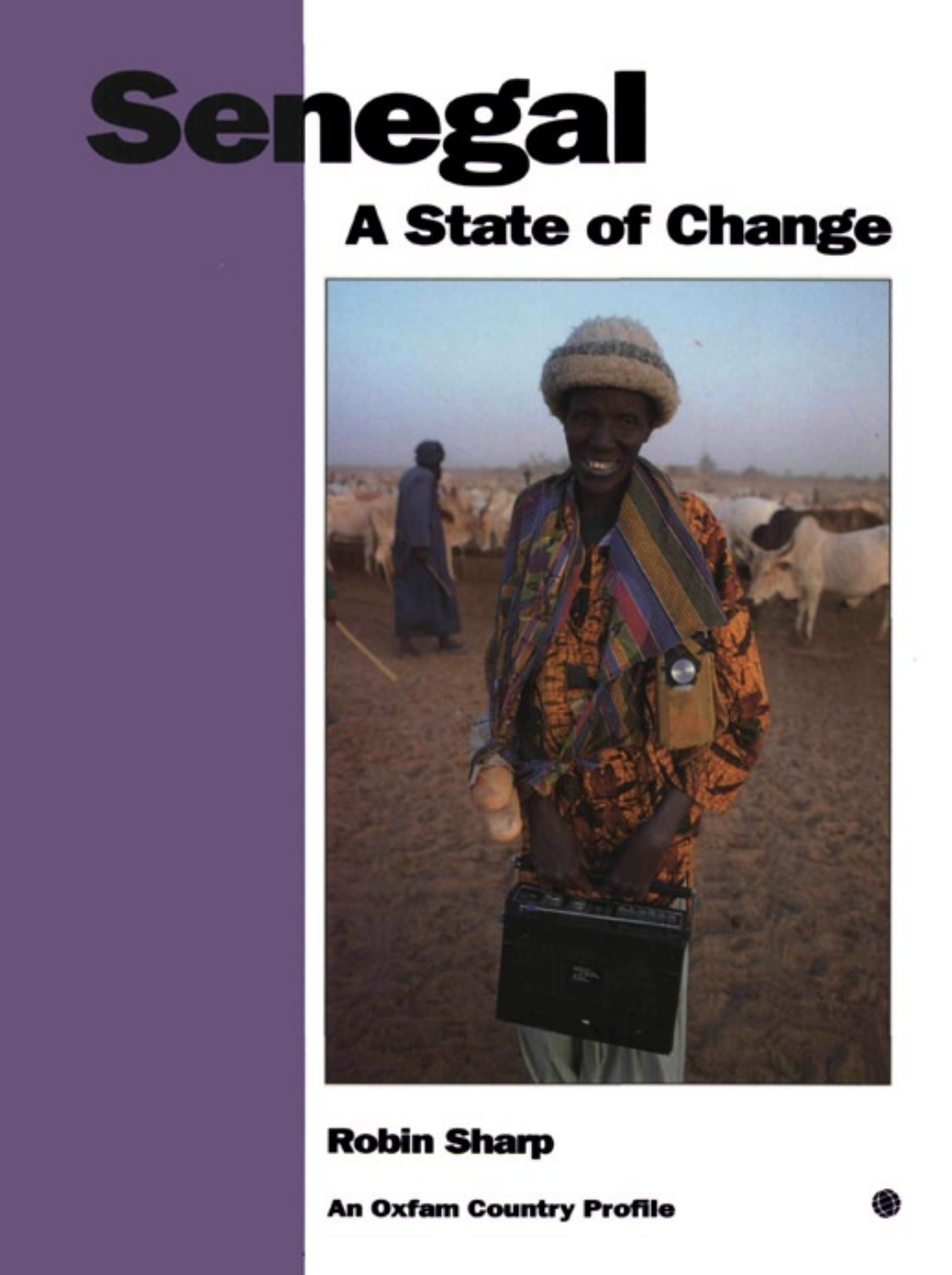# Senegal

## A State of Change

**Robin Sharp**

**An Oxfam Country Profile**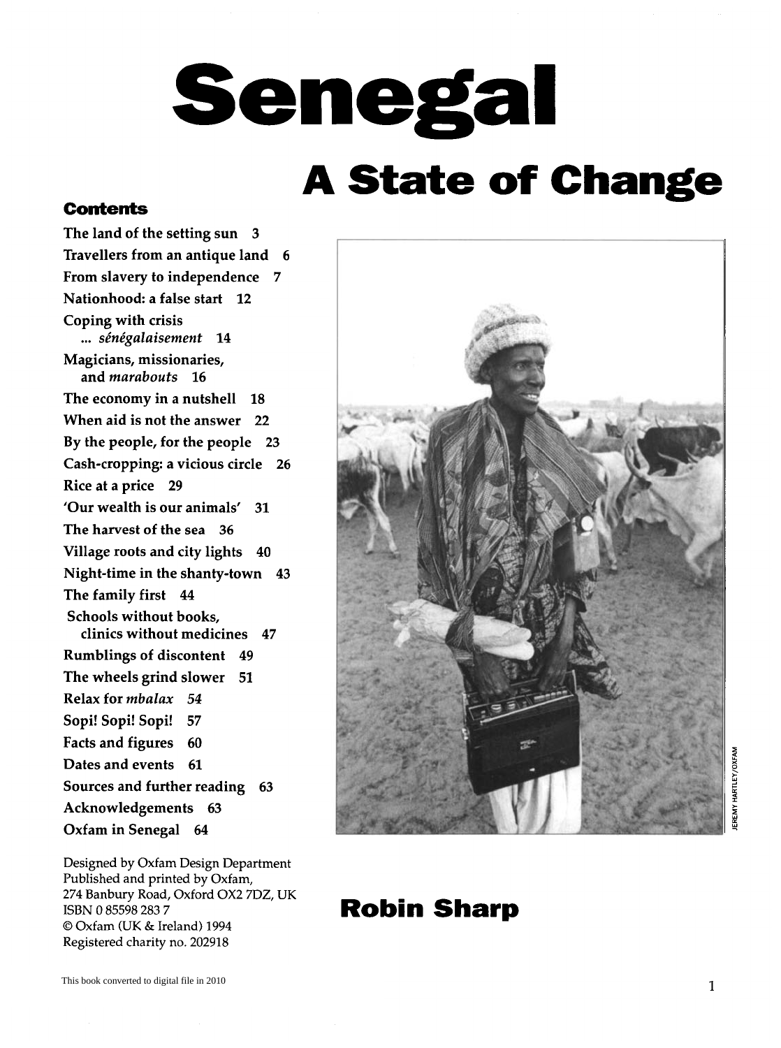# Senegal

## A State of Change

### Contents

The land of the setting sun 3
Travellers from an antique land 6
From slavery to independence 7
Nationhood: a false start 12
Coping with crisis ... *sénégalaisement* 14
Magicians, missionaries, and *marabouts* 16
The economy in a nutshell 18
When aid is not the answer 22
By the people, for the people 23
Cash-cropping: a vicious circle 26
Rice at a price 29
'Our wealth is our animals' 31
The harvest of the sea 36
Village roots and city lights 40
Night-time in the shanty-town 43
The family first 44
Schools without books, clinics without medicines 47
Rumblings of discontent 49
The wheels grind slower 51
Relax for *mbalax* 54
Sopi! Sopi! Sopi! 57
Facts and figures 60
Dates and events 61
Sources and further reading 63
Acknowledgements 63
Oxfam in Senegal 64

JEREMY HARTLEY/OXFAM

Designed by Oxfam Design Department
Published and printed by Oxfam,
274 Banbury Road, Oxford OX2 7DZ, UK
ISBN 0 85598 283 7
© Oxfam (UK & Ireland) 1994
Registered charity no. 202918

**Robin Sharp**

This book converted to digital file in 2010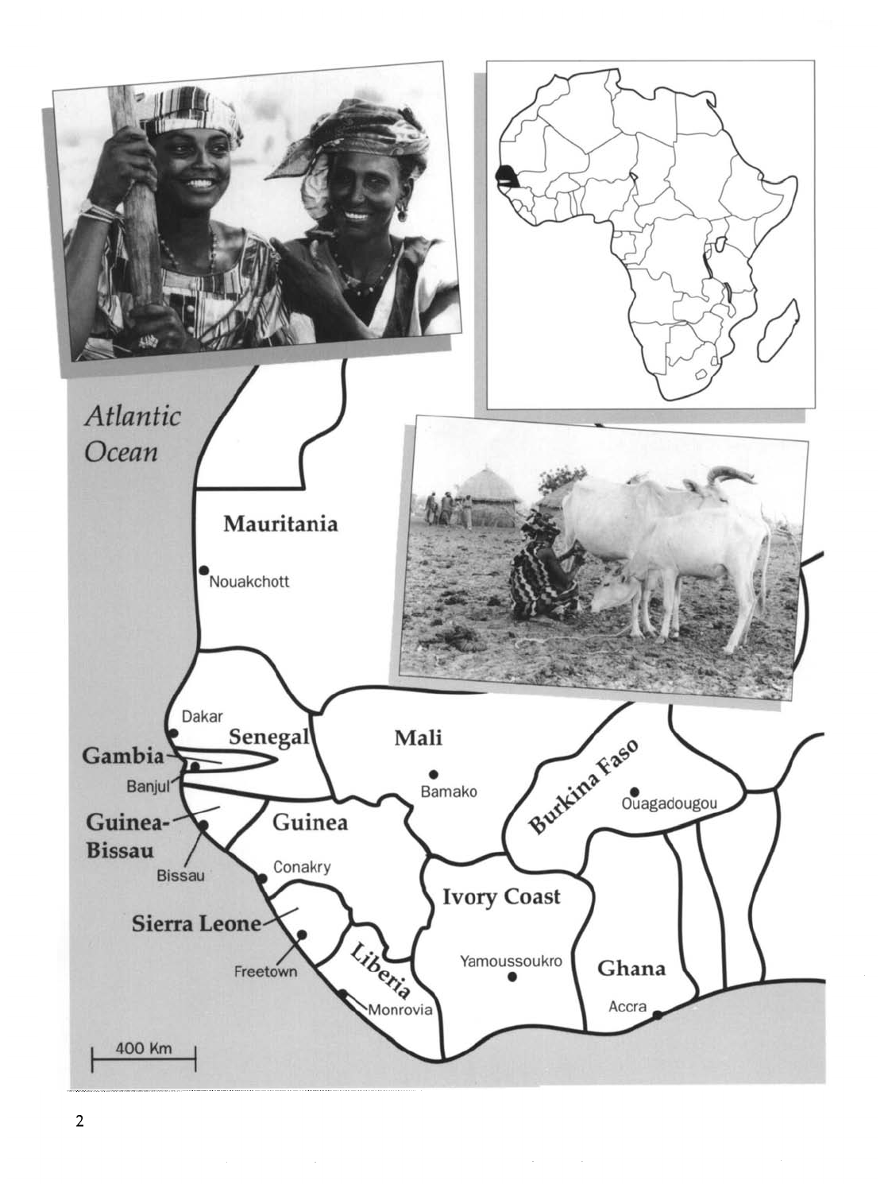Atlantic Ocean

Mauritania

Nouakchott

Dakar

Senegal

Mali

Gambia

Banjul

Bamako

Burkina Faso

Ouagadougou

Guinea-Bissau

Bissau

Guinea

Conakry

Ivory Coast

Sierra Leone

Freetown

Liberia

Monrovia

Yamoussoukro

Ghana

Accra

400 Km